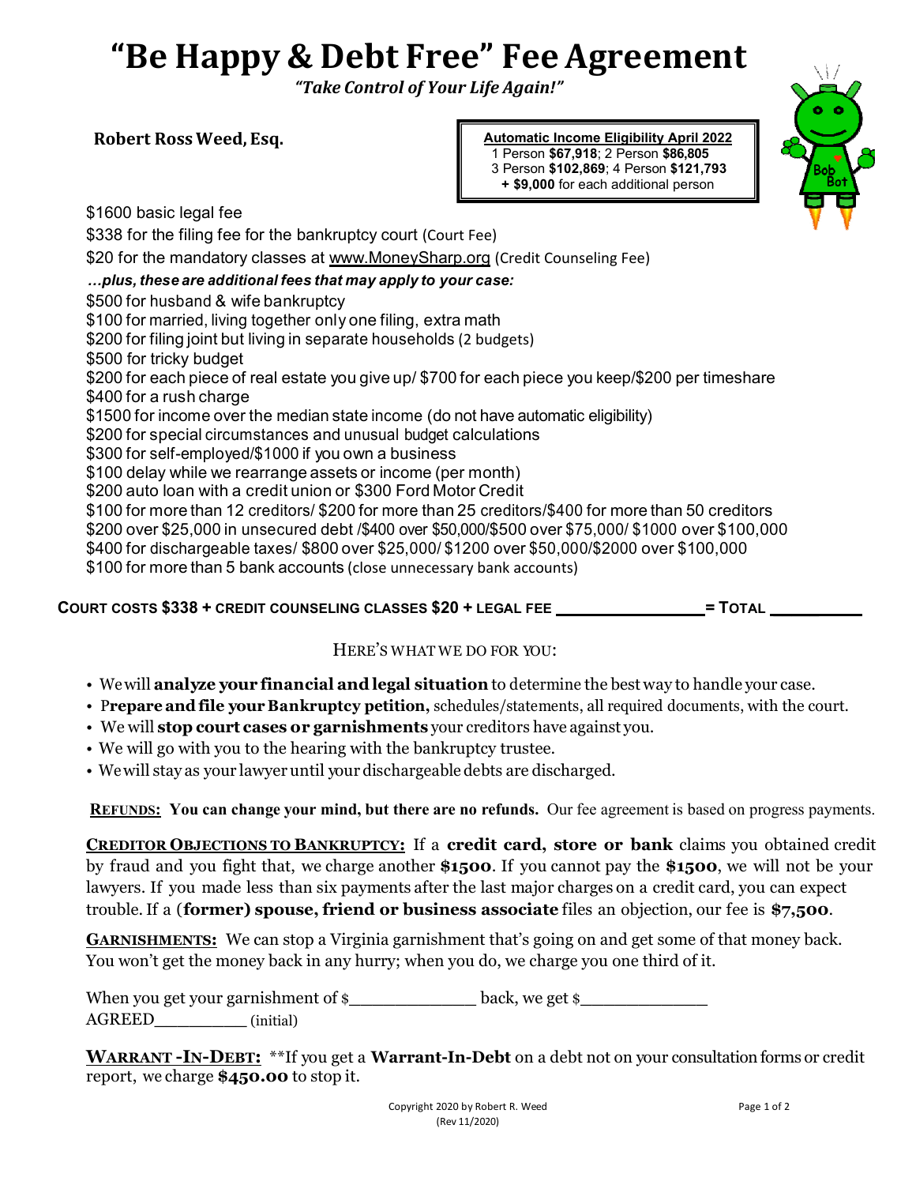# "Be Happy & Debt Free" Fee Agreement

***"Take Control of Your Life Again!"***

**Robert Ross Weed, Esq.**

**Automatic Income Eligibility April 2022**
1 Person **$67,918**; 2 Person **$86,805**
3 Person **$102,869**; 4 Person **$121,793**
**+ $9,000** for each additional person

$1600 basic legal fee
$338 for the filing fee for the bankruptcy court (Court Fee)
$20 for the mandatory classes at www.MoneySharp.org (Credit Counseling Fee)

***…plus, these are additional fees that may apply to your case:***

$500 for husband & wife bankruptcy
$100 for married, living together only one filing, extra math
$200 for filing joint but living in separate households (2 budgets)
$500 for tricky budget
$200 for each piece of real estate you give up/ $700 for each piece you keep/$200 per timeshare
$400 for a rush charge
$1500 for income over the median state income (do not have automatic eligibility)
$200 for special circumstances and unusual budget calculations
$300 for self-employed/$1000 if you own a business
$100 delay while we rearrange assets or income (per month)
$200 auto loan with a credit union or $300 Ford Motor Credit
$100 for more than 12 creditors/ $200 for more than 25 creditors/$400 for more than 50 creditors
$200 over $25,000 in unsecured debt /$400 over $50,000/$500 over $75,000/ $1000 over $100,000
$400 for dischargeable taxes/ $800 over $25,000/ $1200 over $50,000/$2000 over $100,000
$100 for more than 5 bank accounts (close unnecessary bank accounts)

**COURT COSTS $338 + CREDIT COUNSELING CLASSES $20 + LEGAL FEE \_\_\_\_\_\_\_\_\_\_\_\_\_\_\_ = TOTAL \_\_\_\_\_\_\_\_\_\_**

HERE'S WHAT WE DO FOR YOU:

- We will **analyze your financial and legal situation** to determine the best way to handle your case.
- **Prepare and file your Bankruptcy petition,** schedules/statements, all required documents, with the court.
- We will **stop court cases or garnishments** your creditors have against you.
- We will go with you to the hearing with the bankruptcy trustee.
- We will stay as your lawyer until your dischargeable debts are discharged.

**REFUNDS: You can change your mind, but there are no refunds.** Our fee agreement is based on progress payments.

**CREDITOR OBJECTIONS TO BANKRUPTCY:** If a **credit card, store or bank** claims you obtained credit by fraud and you fight that, we charge another **$1500**. If you cannot pay the **$1500**, we will not be your lawyers. If you made less than six payments after the last major charges on a credit card, you can expect trouble. If a (**former) spouse, friend or business associate** files an objection, our fee is **$7,500**.

**GARNISHMENTS:** We can stop a Virginia garnishment that's going on and get some of that money back. You won't get the money back in any hurry; when you do, we charge you one third of it.

When you get your garnishment of $\_\_\_\_\_\_\_\_\_\_\_\_\_ back, we get $\_\_\_\_\_\_\_\_\_\_\_\_\_
AGREED\_\_\_\_\_\_\_\_\_\_ (initial)

**WARRANT -IN-DEBT:** \*\*If you get a **Warrant-In-Debt** on a debt not on your consultation forms or credit report, we charge **$450.00** to stop it.

Copyright 2020 by Robert R. Weed
(Rev 11/2020)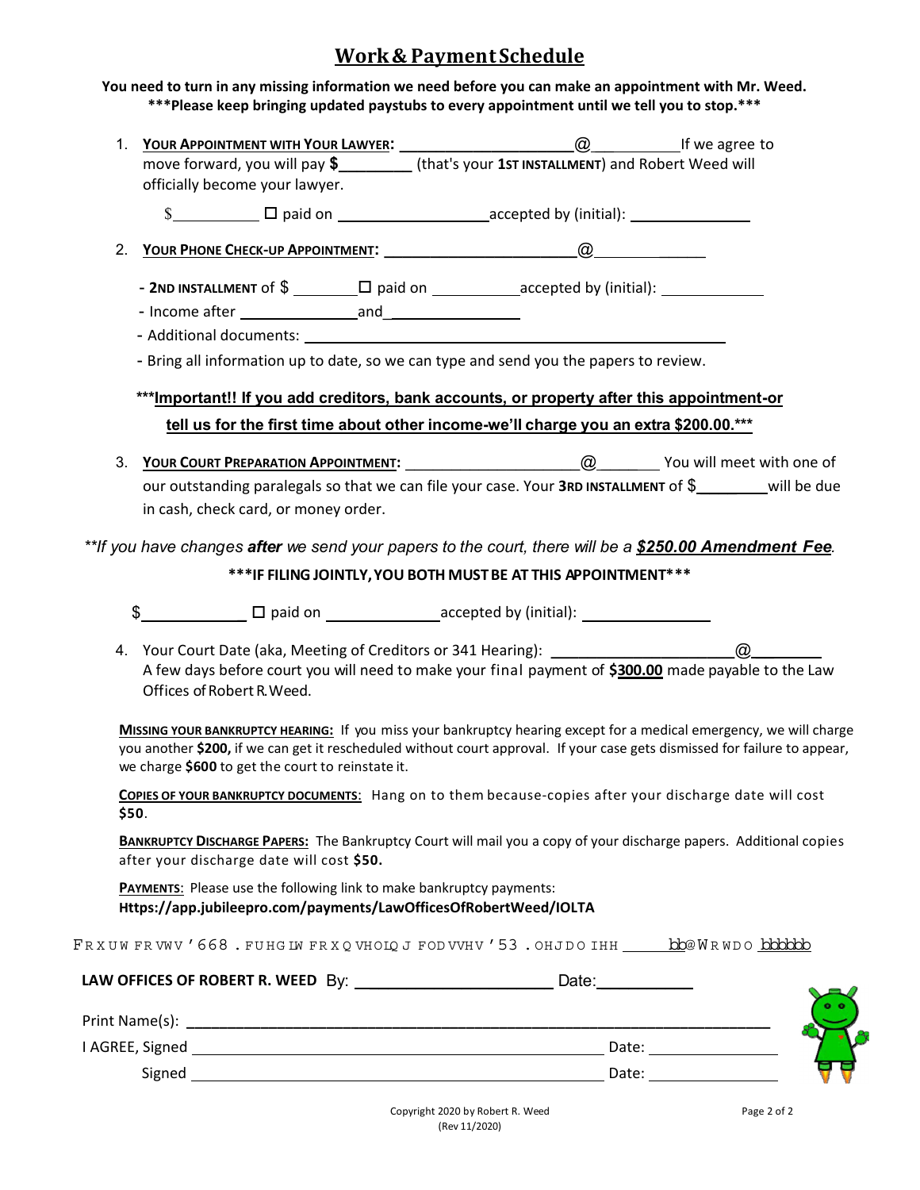# Work & Payment Schedule

**You need to turn in any missing information we need before you can make an appointment with Mr. Weed.**
**\*\*\*Please keep bringing updated paystubs to every appointment until we tell you to stop.\*\*\***

1. **YOUR APPOINTMENT WITH YOUR LAWYER:** ____________________@__________ If we agree to move forward, you will pay **$**_________ (that's your **1ST INSTALLMENT**) and Robert Weed will officially become your lawyer.

   $__________ ☐ paid on ________________ accepted by (initial): ______________

2. **YOUR PHONE CHECK-UP APPOINTMENT:** ______________________@____________

   - **2ND INSTALLMENT** of $ ________ ☐ paid on __________ accepted by (initial): ____________
   - Income after ______________ and ________________
   - Additional documents: ________________________________________________
   - Bring all information up to date, so we can type and send you the papers to review.

   **\*\*\*Important!! If you add creditors, bank accounts, or property after this appointment-or tell us for the first time about other income-we'll charge you an extra $200.00.\*\*\***

3. **YOUR COURT PREPARATION APPOINTMENT:** ____________________@_______ You will meet with one of our outstanding paralegals so that we can file your case. Your **3RD INSTALLMENT** of $_________ will be due in cash, check card, or money order.

*\*\*If you have changes **after** we send your papers to the court, there will be a **$250.00 Amendment Fee**.*

**\*\*\*IF FILING JOINTLY, YOU BOTH MUST BE AT THIS APPOINTMENT\*\*\***

$____________ ☐ paid on _____________ accepted by (initial): _______________

4. Your Court Date (aka, Meeting of Creditors or 341 Hearing): _____________________@________
   A few days before court you will need to make your final payment of **$300.00** made payable to the Law Offices of Robert R. Weed.

**MISSING YOUR BANKRUPTCY HEARING:** If you miss your bankruptcy hearing except for a medical emergency, we will charge you another **$200,** if we can get it rescheduled without court approval. If your case gets dismissed for failure to appear, we charge **$600** to get the court to reinstate it.

**COPIES OF YOUR BANKRUPTCY DOCUMENTS**: Hang on to them because-copies after your discharge date will cost **$50**.

**BANKRUPTCY DISCHARGE PAPERS:** The Bankruptcy Court will mail you a copy of your discharge papers. Additional copies after your discharge date will cost **$50.**

**PAYMENTS**: Please use the following link to make bankruptcy payments:
**Https://app.jubileepro.com/payments/LawOfficesOfRobertWeed/IOLTA**

FRXUW FRVWV '668 . FUHGLW FRXQVHOLQJ FODVVHV '53 . OHJDO IHH ______bb@WRWDO bbbbbb

**LAW OFFICES OF ROBERT R. WEED** By: ______________________ Date: ___________

Print Name(s): ______________________________________________________________

I AGREE, Signed ______________________________________________ Date: _______________

Signed ______________________________________________ Date: _______________

Copyright 2020 by Robert R. Weed
(Rev 11/2020)